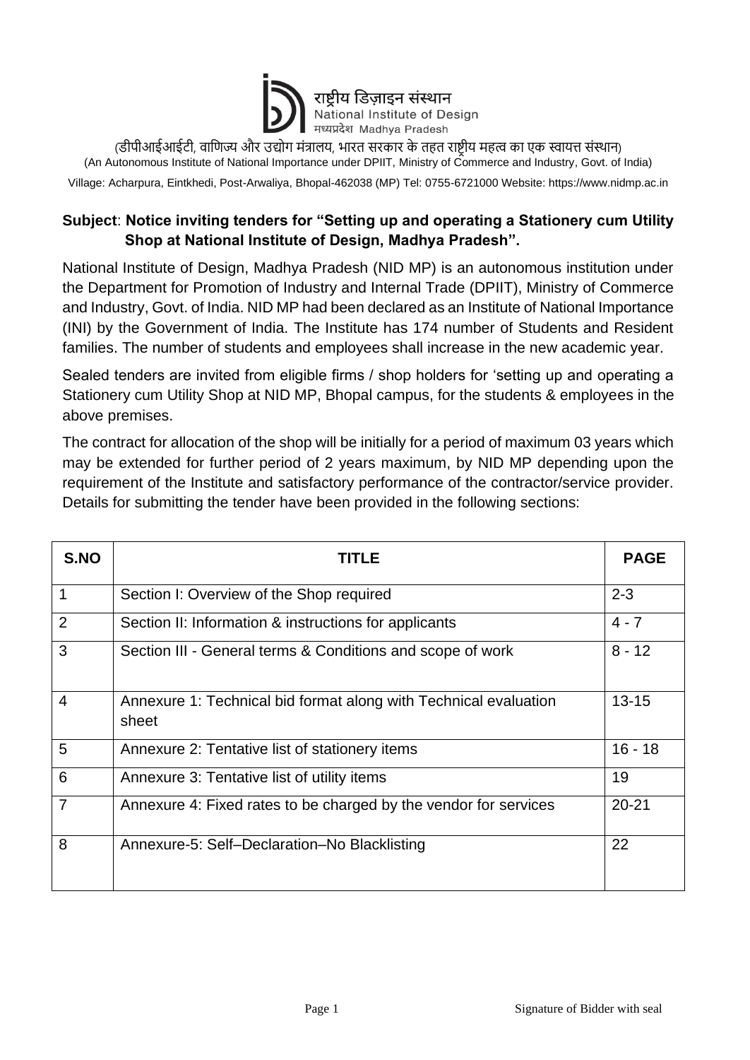राष्ट्रीय डिज़ाइन संस्थान
National Institute of Design
मध्यप्रदेश Madhya Pradesh

(डीपीआईआईटी, वाणिज्य और उद्योग मंत्रालय, भारत सरकार के तहत राष्ट्रीय महत्व का एक स्वायत्त संस्थान)
(An Autonomous Institute of National Importance under DPIIT, Ministry of Commerce and Industry, Govt. of India)

Village: Acharpura, Eintkhedi, Post-Arwaliya, Bhopal-462038 (MP) Tel: 0755-6721000 Website: https://www.nidmp.ac.in

**Subject**: **Notice inviting tenders for "Setting up and operating a Stationery cum Utility Shop at National Institute of Design, Madhya Pradesh".**

National Institute of Design, Madhya Pradesh (NID MP) is an autonomous institution under the Department for Promotion of Industry and Internal Trade (DPIIT), Ministry of Commerce and Industry, Govt. of India. NID MP had been declared as an Institute of National Importance (INI) by the Government of India. The Institute has 174 number of Students and Resident families. The number of students and employees shall increase in the new academic year.

Sealed tenders are invited from eligible firms / shop holders for 'setting up and operating a Stationery cum Utility Shop at NID MP, Bhopal campus, for the students & employees in the above premises.

The contract for allocation of the shop will be initially for a period of maximum 03 years which may be extended for further period of 2 years maximum, by NID MP depending upon the requirement of the Institute and satisfactory performance of the contractor/service provider. Details for submitting the tender have been provided in the following sections:

| S.NO | TITLE | PAGE |
|---|---|---|
| 1 | Section I: Overview of the Shop required | 2-3 |
| 2 | Section II: Information & instructions for applicants | 4 - 7 |
| 3 | Section III - General terms & Conditions and scope of work | 8 - 12 |
| 4 | Annexure 1: Technical bid format along with Technical evaluation sheet | 13-15 |
| 5 | Annexure 2: Tentative list of stationery items | 16 - 18 |
| 6 | Annexure 3: Tentative list of utility items | 19 |
| 7 | Annexure 4: Fixed rates to be charged by the vendor for services | 20-21 |
| 8 | Annexure-5: Self–Declaration–No Blacklisting | 22 |

Signature of Bidder with seal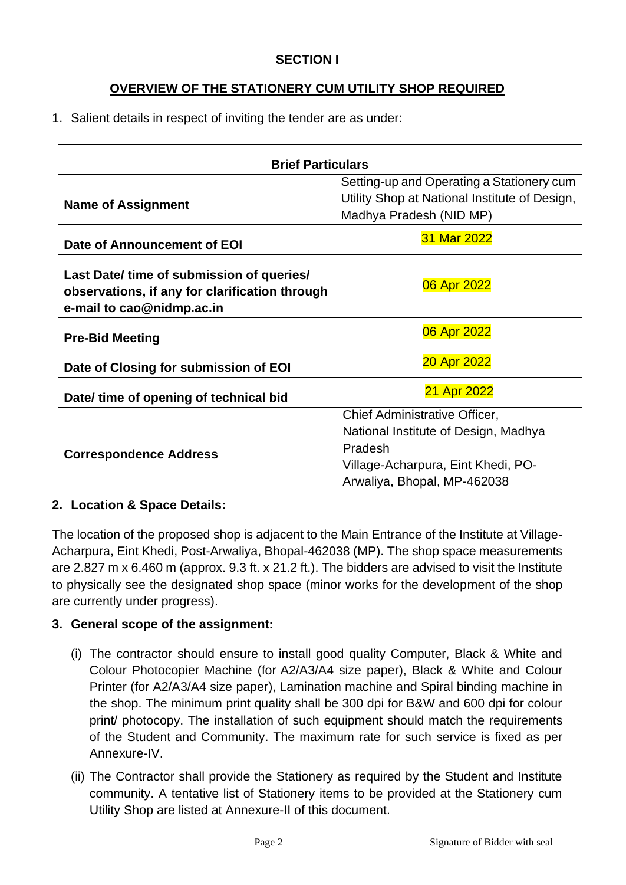## SECTION I

## OVERVIEW OF THE STATIONERY CUM UTILITY SHOP REQUIRED

1. Salient details in respect of inviting the tender are as under:

| Brief Particulars | |
|---|---|
| **Name of Assignment** | Setting-up and Operating a Stationery cum Utility Shop at National Institute of Design, Madhya Pradesh (NID MP) |
| **Date of Announcement of EOI** | 31 Mar 2022 |
| **Last Date/ time of submission of queries/ observations, if any for clarification through e-mail to cao@nidmp.ac.in** | 06 Apr 2022 |
| **Pre-Bid Meeting** | 06 Apr 2022 |
| **Date of Closing for submission of EOI** | 20 Apr 2022 |
| **Date/ time of opening of technical bid** | 21 Apr 2022 |
| **Correspondence Address** | Chief Administrative Officer, National Institute of Design, Madhya Pradesh Village-Acharpura, Eint Khedi, PO-Arwaliya, Bhopal, MP-462038 |

**2. Location & Space Details:**

The location of the proposed shop is adjacent to the Main Entrance of the Institute at Village-Acharpura, Eint Khedi, Post-Arwaliya, Bhopal-462038 (MP). The shop space measurements are 2.827 m x 6.460 m (approx. 9.3 ft. x 21.2 ft.). The bidders are advised to visit the Institute to physically see the designated shop space (minor works for the development of the shop are currently under progress).

**3. General scope of the assignment:**

(i) The contractor should ensure to install good quality Computer, Black & White and Colour Photocopier Machine (for A2/A3/A4 size paper), Black & White and Colour Printer (for A2/A3/A4 size paper), Lamination machine and Spiral binding machine in the shop. The minimum print quality shall be 300 dpi for B&W and 600 dpi for colour print/ photocopy. The installation of such equipment should match the requirements of the Student and Community. The maximum rate for such service is fixed as per Annexure-IV.

(ii) The Contractor shall provide the Stationery as required by the Student and Institute community. A tentative list of Stationery items to be provided at the Stationery cum Utility Shop are listed at Annexure-II of this document.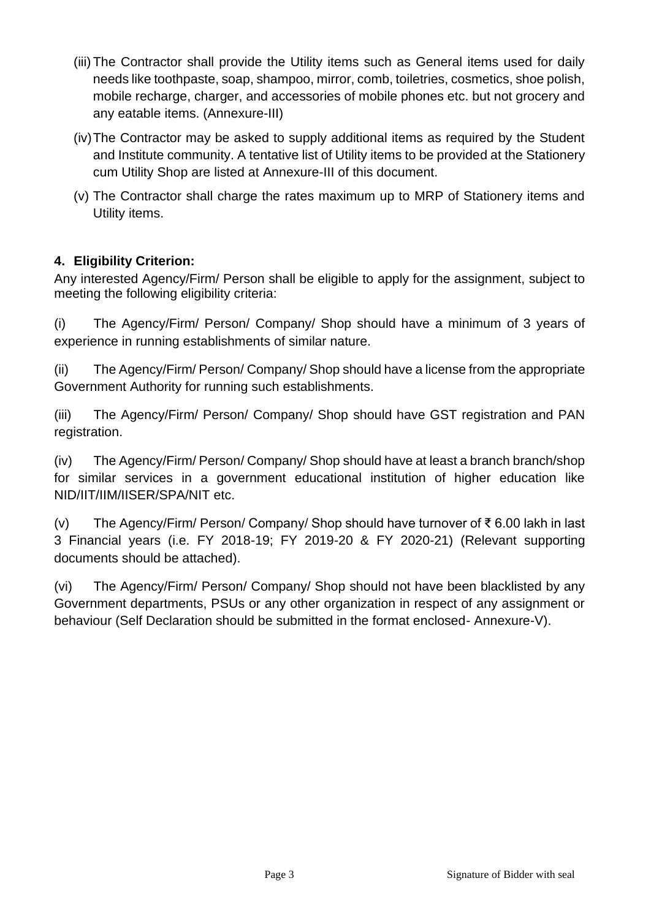(iii) The Contractor shall provide the Utility items such as General items used for daily needs like toothpaste, soap, shampoo, mirror, comb, toiletries, cosmetics, shoe polish, mobile recharge, charger, and accessories of mobile phones etc. but not grocery and any eatable items. (Annexure-III)

(iv) The Contractor may be asked to supply additional items as required by the Student and Institute community. A tentative list of Utility items to be provided at the Stationery cum Utility Shop are listed at Annexure-III of this document.

(v) The Contractor shall charge the rates maximum up to MRP of Stationery items and Utility items.

**4. Eligibility Criterion:**

Any interested Agency/Firm/ Person shall be eligible to apply for the assignment, subject to meeting the following eligibility criteria:

(i) The Agency/Firm/ Person/ Company/ Shop should have a minimum of 3 years of experience in running establishments of similar nature.

(ii) The Agency/Firm/ Person/ Company/ Shop should have a license from the appropriate Government Authority for running such establishments.

(iii) The Agency/Firm/ Person/ Company/ Shop should have GST registration and PAN registration.

(iv) The Agency/Firm/ Person/ Company/ Shop should have at least a branch branch/shop for similar services in a government educational institution of higher education like NID/IIT/IIM/IISER/SPA/NIT etc.

(v) The Agency/Firm/ Person/ Company/ Shop should have turnover of ₹ 6.00 lakh in last 3 Financial years (i.e. FY 2018-19; FY 2019-20 & FY 2020-21) (Relevant supporting documents should be attached).

(vi) The Agency/Firm/ Person/ Company/ Shop should not have been blacklisted by any Government departments, PSUs or any other organization in respect of any assignment or behaviour (Self Declaration should be submitted in the format enclosed- Annexure-V).

Signature of Bidder with seal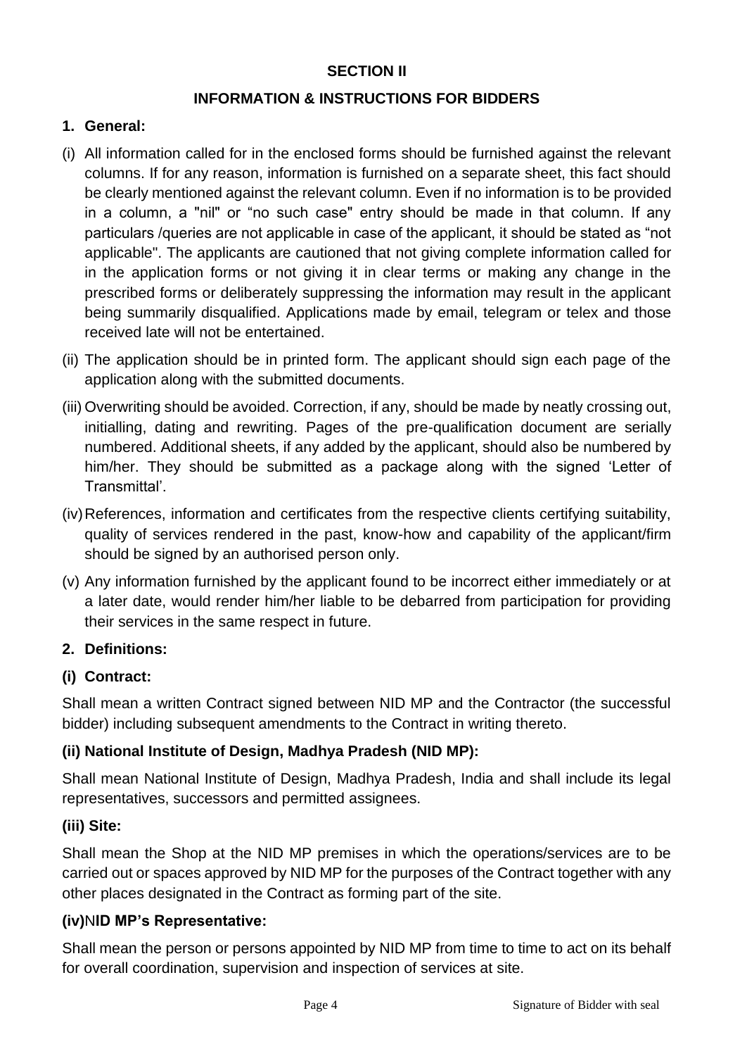**SECTION II**

**INFORMATION & INSTRUCTIONS FOR BIDDERS**

**1. General:**

(i) All information called for in the enclosed forms should be furnished against the relevant columns. If for any reason, information is furnished on a separate sheet, this fact should be clearly mentioned against the relevant column. Even if no information is to be provided in a column, a "nil" or "no such case" entry should be made in that column. If any particulars /queries are not applicable in case of the applicant, it should be stated as "not applicable". The applicants are cautioned that not giving complete information called for in the application forms or not giving it in clear terms or making any change in the prescribed forms or deliberately suppressing the information may result in the applicant being summarily disqualified. Applications made by email, telegram or telex and those received late will not be entertained.

(ii) The application should be in printed form. The applicant should sign each page of the application along with the submitted documents.

(iii) Overwriting should be avoided. Correction, if any, should be made by neatly crossing out, initialling, dating and rewriting. Pages of the pre-qualification document are serially numbered. Additional sheets, if any added by the applicant, should also be numbered by him/her. They should be submitted as a package along with the signed 'Letter of Transmittal'.

(iv) References, information and certificates from the respective clients certifying suitability, quality of services rendered in the past, know-how and capability of the applicant/firm should be signed by an authorised person only.

(v) Any information furnished by the applicant found to be incorrect either immediately or at a later date, would render him/her liable to be debarred from participation for providing their services in the same respect in future.

**2. Definitions:**

**(i) Contract:**

Shall mean a written Contract signed between NID MP and the Contractor (the successful bidder) including subsequent amendments to the Contract in writing thereto.

**(ii) National Institute of Design, Madhya Pradesh (NID MP):**

Shall mean National Institute of Design, Madhya Pradesh, India and shall include its legal representatives, successors and permitted assignees.

**(iii) Site:**

Shall mean the Shop at the NID MP premises in which the operations/services are to be carried out or spaces approved by NID MP for the purposes of the Contract together with any other places designated in the Contract as forming part of the site.

**(iv) NID MP's Representative:**

Shall mean the person or persons appointed by NID MP from time to time to act on its behalf for overall coordination, supervision and inspection of services at site.

Signature of Bidder with seal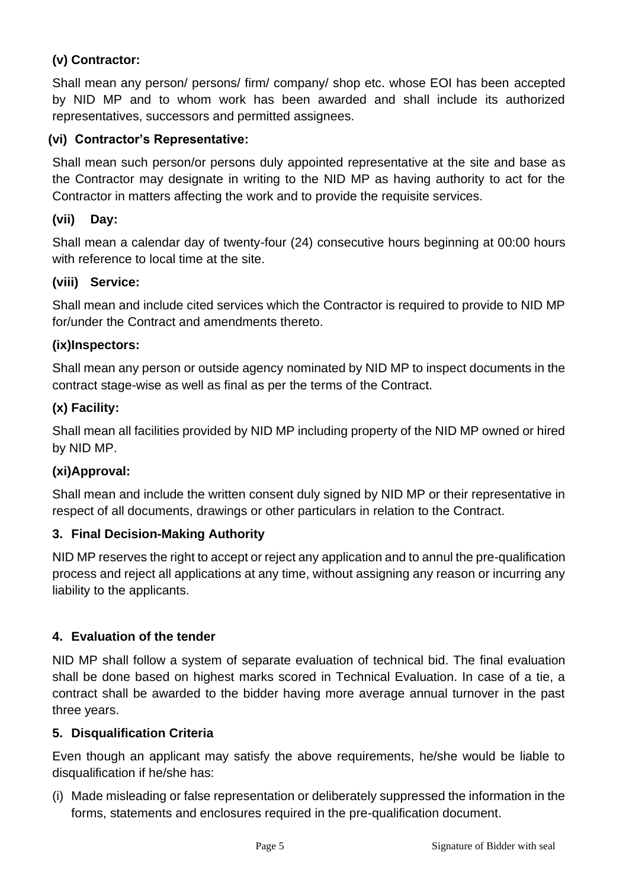**(v) Contractor:**

Shall mean any person/ persons/ firm/ company/ shop etc. whose EOI has been accepted by NID MP and to whom work has been awarded and shall include its authorized representatives, successors and permitted assignees.

**(vi) Contractor's Representative:**

Shall mean such person/or persons duly appointed representative at the site and base as the Contractor may designate in writing to the NID MP as having authority to act for the Contractor in matters affecting the work and to provide the requisite services.

**(vii) Day:**

Shall mean a calendar day of twenty-four (24) consecutive hours beginning at 00:00 hours with reference to local time at the site.

**(viii) Service:**

Shall mean and include cited services which the Contractor is required to provide to NID MP for/under the Contract and amendments thereto.

**(ix)Inspectors:**

Shall mean any person or outside agency nominated by NID MP to inspect documents in the contract stage-wise as well as final as per the terms of the Contract.

**(x) Facility:**

Shall mean all facilities provided by NID MP including property of the NID MP owned or hired by NID MP.

**(xi)Approval:**

Shall mean and include the written consent duly signed by NID MP or their representative in respect of all documents, drawings or other particulars in relation to the Contract.

**3. Final Decision-Making Authority**

NID MP reserves the right to accept or reject any application and to annul the pre-qualification process and reject all applications at any time, without assigning any reason or incurring any liability to the applicants.

**4. Evaluation of the tender**

NID MP shall follow a system of separate evaluation of technical bid. The final evaluation shall be done based on highest marks scored in Technical Evaluation. In case of a tie, a contract shall be awarded to the bidder having more average annual turnover in the past three years.

**5. Disqualification Criteria**

Even though an applicant may satisfy the above requirements, he/she would be liable to disqualification if he/she has:

(i) Made misleading or false representation or deliberately suppressed the information in the forms, statements and enclosures required in the pre-qualification document.

Signature of Bidder with seal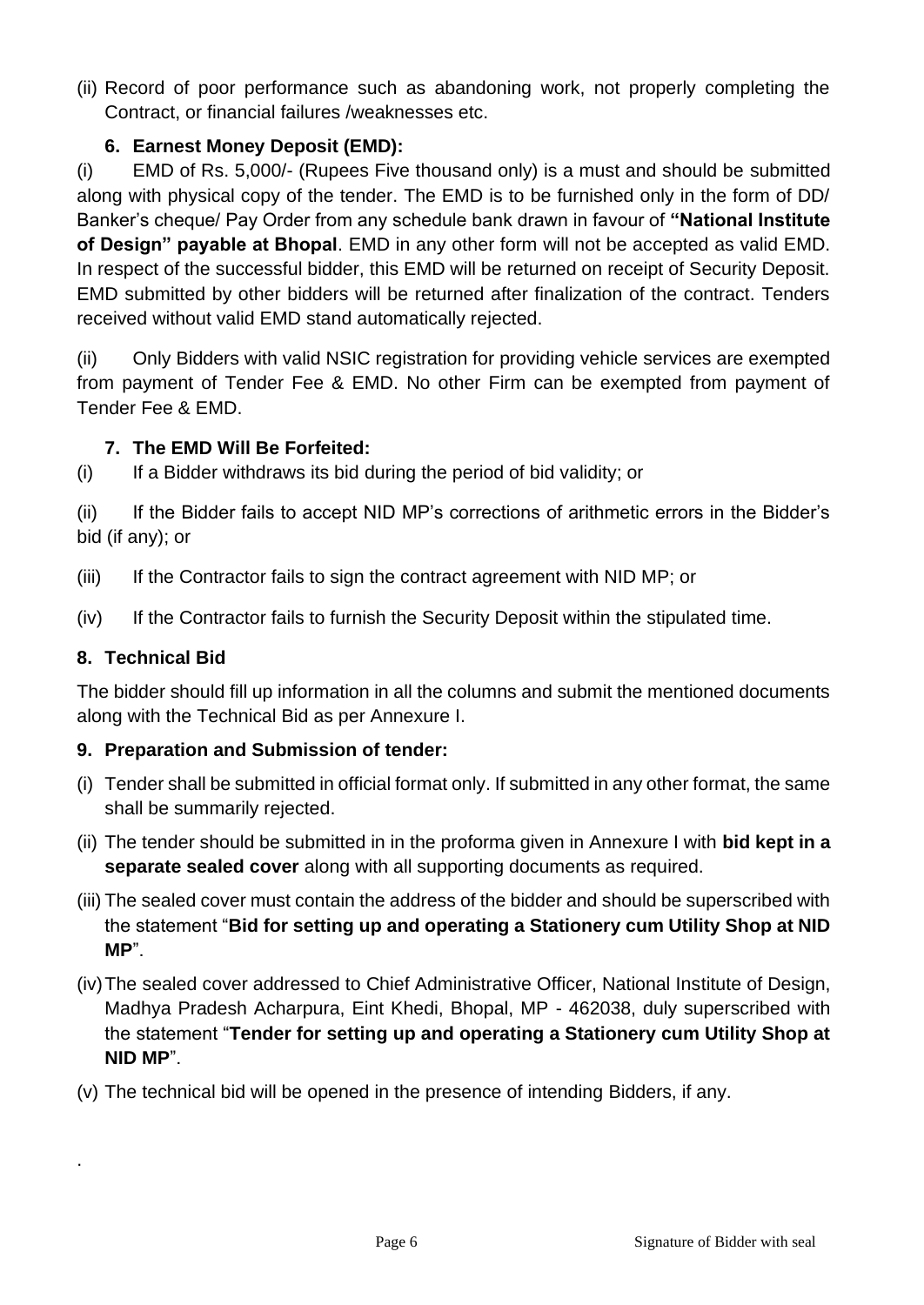(ii) Record of poor performance such as abandoning work, not properly completing the Contract, or financial failures /weaknesses etc.

### 6. Earnest Money Deposit (EMD):

(i) EMD of Rs. 5,000/- (Rupees Five thousand only) is a must and should be submitted along with physical copy of the tender. The EMD is to be furnished only in the form of DD/ Banker's cheque/ Pay Order from any schedule bank drawn in favour of **"National Institute of Design" payable at Bhopal**. EMD in any other form will not be accepted as valid EMD. In respect of the successful bidder, this EMD will be returned on receipt of Security Deposit. EMD submitted by other bidders will be returned after finalization of the contract. Tenders received without valid EMD stand automatically rejected.

(ii) Only Bidders with valid NSIC registration for providing vehicle services are exempted from payment of Tender Fee & EMD. No other Firm can be exempted from payment of Tender Fee & EMD.

### 7. The EMD Will Be Forfeited:

(i) If a Bidder withdraws its bid during the period of bid validity; or

(ii) If the Bidder fails to accept NID MP's corrections of arithmetic errors in the Bidder's bid (if any); or

(iii) If the Contractor fails to sign the contract agreement with NID MP; or

(iv) If the Contractor fails to furnish the Security Deposit within the stipulated time.

## 8. Technical Bid

The bidder should fill up information in all the columns and submit the mentioned documents along with the Technical Bid as per Annexure I.

## 9. Preparation and Submission of tender:

(i) Tender shall be submitted in official format only. If submitted in any other format, the same shall be summarily rejected.

(ii) The tender should be submitted in in the proforma given in Annexure I with **bid kept in a separate sealed cover** along with all supporting documents as required.

(iii) The sealed cover must contain the address of the bidder and should be superscribed with the statement "**Bid for setting up and operating a Stationery cum Utility Shop at NID MP**".

(iv) The sealed cover addressed to Chief Administrative Officer, National Institute of Design, Madhya Pradesh Acharpura, Eint Khedi, Bhopal, MP - 462038, duly superscribed with the statement "**Tender for setting up and operating a Stationery cum Utility Shop at NID MP**".

(v) The technical bid will be opened in the presence of intending Bidders, if any.

.

Signature of Bidder with seal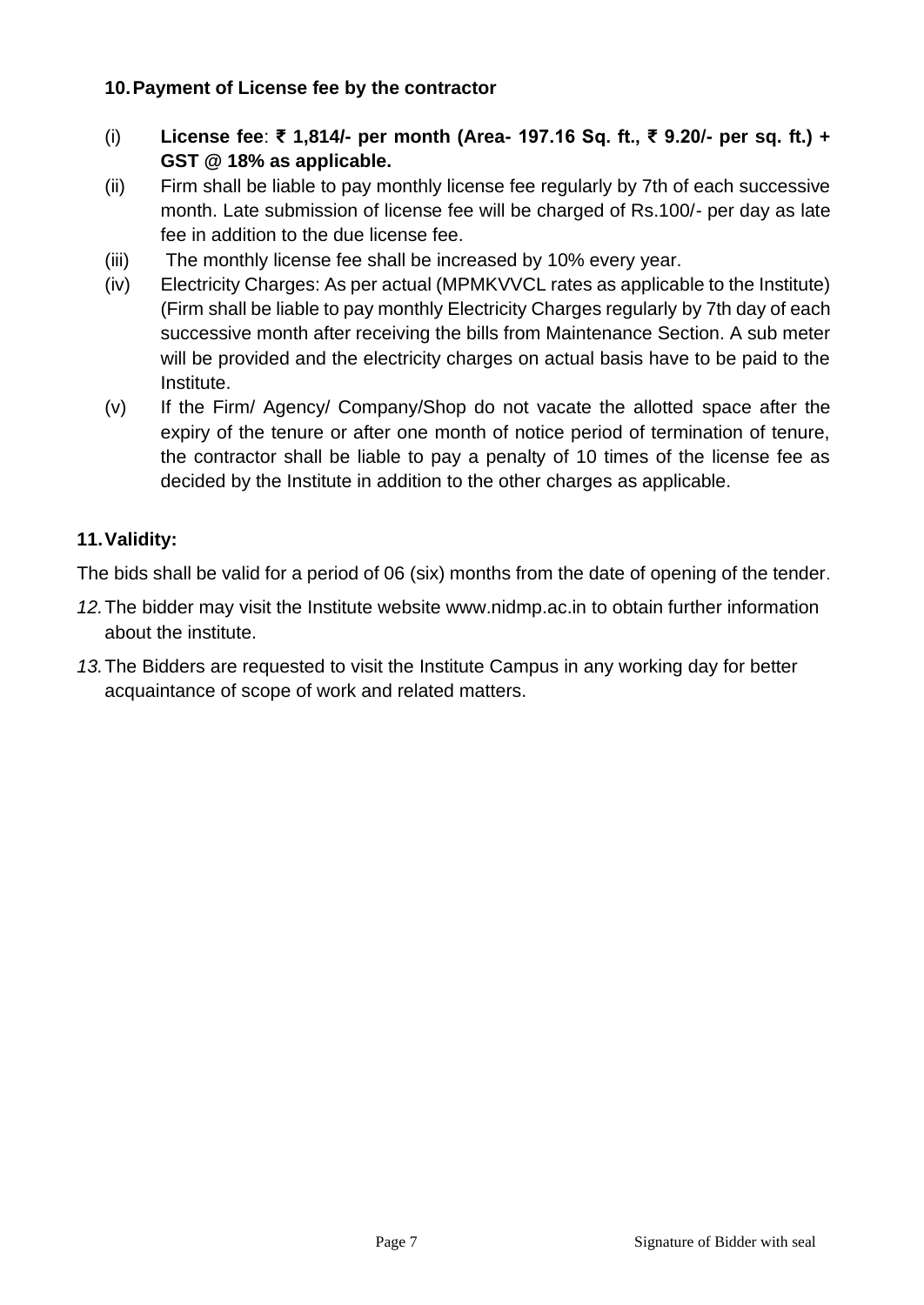**10. Payment of License fee by the contractor**

(i) **License fee: ₹ 1,814/- per month (Area- 197.16 Sq. ft., ₹ 9.20/- per sq. ft.) + GST @ 18% as applicable.**

(ii) Firm shall be liable to pay monthly license fee regularly by 7th of each successive month. Late submission of license fee will be charged of Rs.100/- per day as late fee in addition to the due license fee.

(iii) The monthly license fee shall be increased by 10% every year.

(iv) Electricity Charges: As per actual (MPMKVVCL rates as applicable to the Institute) (Firm shall be liable to pay monthly Electricity Charges regularly by 7th day of each successive month after receiving the bills from Maintenance Section. A sub meter will be provided and the electricity charges on actual basis have to be paid to the Institute.

(v) If the Firm/ Agency/ Company/Shop do not vacate the allotted space after the expiry of the tenure or after one month of notice period of termination of tenure, the contractor shall be liable to pay a penalty of 10 times of the license fee as decided by the Institute in addition to the other charges as applicable.

**11. Validity:**

The bids shall be valid for a period of 06 (six) months from the date of opening of the tender.

*12.* The bidder may visit the Institute website www.nidmp.ac.in to obtain further information about the institute.

*13.* The Bidders are requested to visit the Institute Campus in any working day for better acquaintance of scope of work and related matters.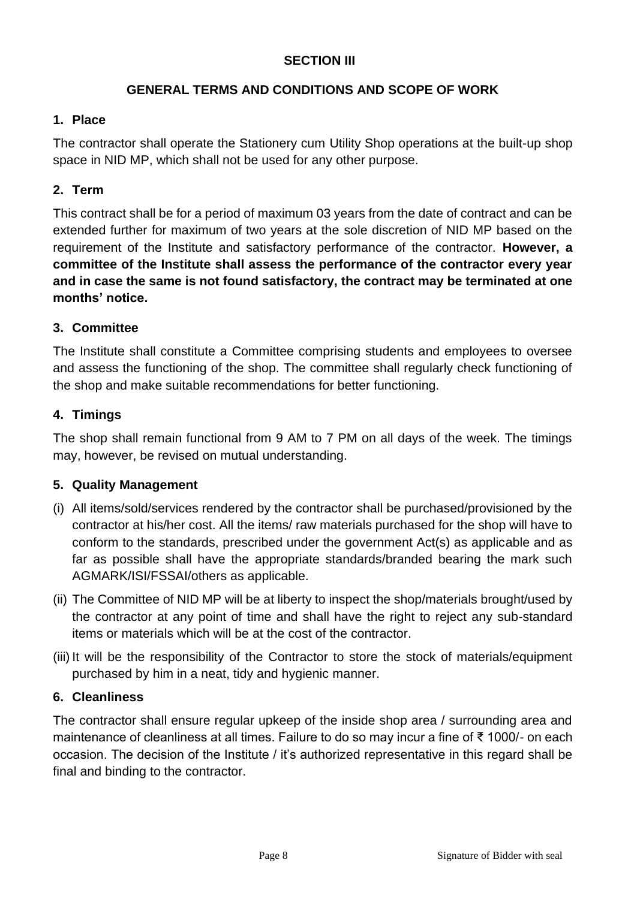## SECTION III

## GENERAL TERMS AND CONDITIONS AND SCOPE OF WORK

### 1. Place

The contractor shall operate the Stationery cum Utility Shop operations at the built-up shop space in NID MP, which shall not be used for any other purpose.

### 2. Term

This contract shall be for a period of maximum 03 years from the date of contract and can be extended further for maximum of two years at the sole discretion of NID MP based on the requirement of the Institute and satisfactory performance of the contractor. **However, a committee of the Institute shall assess the performance of the contractor every year and in case the same is not found satisfactory, the contract may be terminated at one months' notice.**

### 3. Committee

The Institute shall constitute a Committee comprising students and employees to oversee and assess the functioning of the shop. The committee shall regularly check functioning of the shop and make suitable recommendations for better functioning.

### 4. Timings

The shop shall remain functional from 9 AM to 7 PM on all days of the week. The timings may, however, be revised on mutual understanding.

### 5. Quality Management

(i) All items/sold/services rendered by the contractor shall be purchased/provisioned by the contractor at his/her cost. All the items/ raw materials purchased for the shop will have to conform to the standards, prescribed under the government Act(s) as applicable and as far as possible shall have the appropriate standards/branded bearing the mark such AGMARK/ISI/FSSAI/others as applicable.

(ii) The Committee of NID MP will be at liberty to inspect the shop/materials brought/used by the contractor at any point of time and shall have the right to reject any sub-standard items or materials which will be at the cost of the contractor.

(iii) It will be the responsibility of the Contractor to store the stock of materials/equipment purchased by him in a neat, tidy and hygienic manner.

### 6. Cleanliness

The contractor shall ensure regular upkeep of the inside shop area / surrounding area and maintenance of cleanliness at all times. Failure to do so may incur a fine of ₹ 1000/- on each occasion. The decision of the Institute / it's authorized representative in this regard shall be final and binding to the contractor.

Signature of Bidder with seal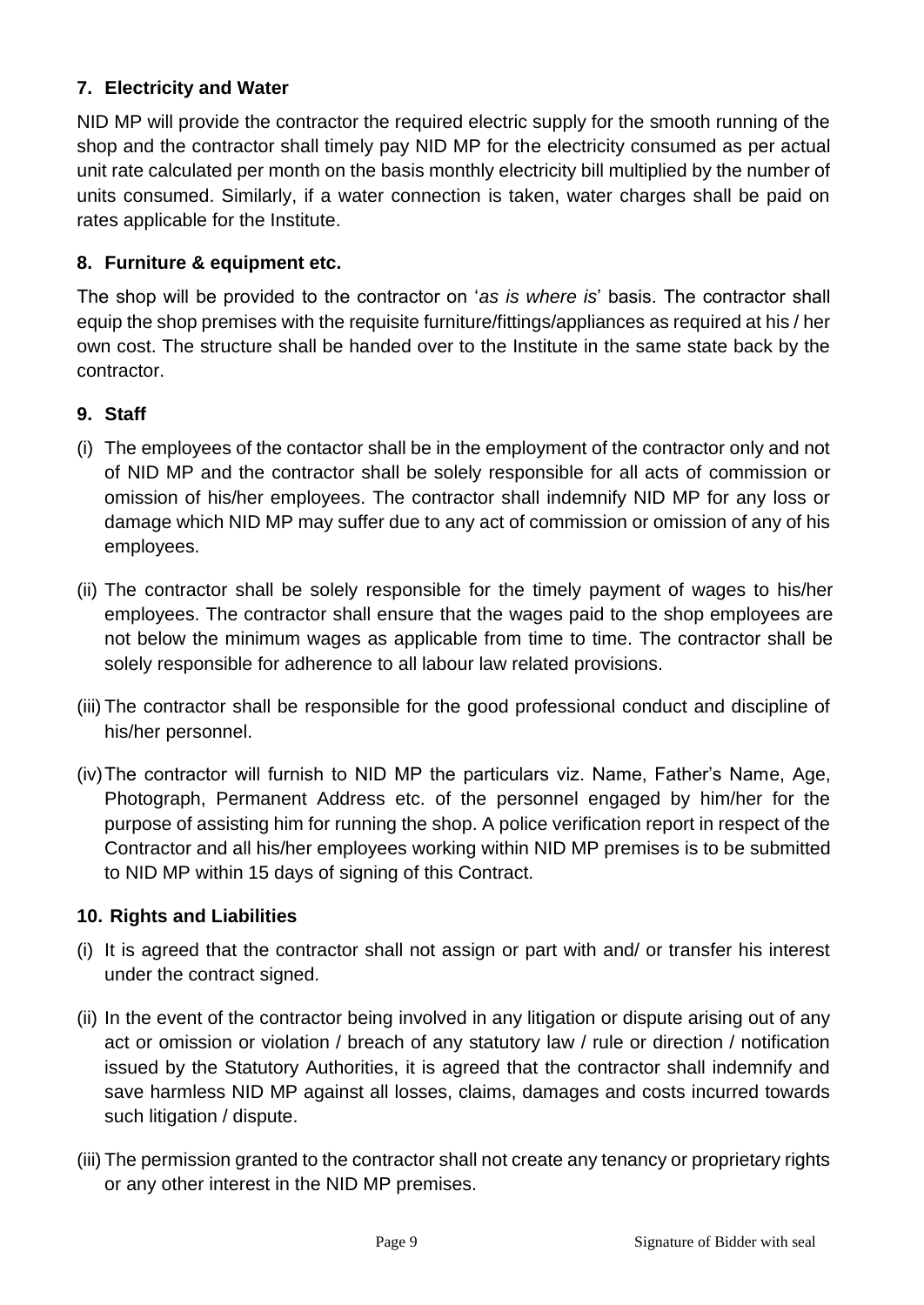### 7. Electricity and Water

NID MP will provide the contractor the required electric supply for the smooth running of the shop and the contractor shall timely pay NID MP for the electricity consumed as per actual unit rate calculated per month on the basis monthly electricity bill multiplied by the number of units consumed. Similarly, if a water connection is taken, water charges shall be paid on rates applicable for the Institute.

### 8. Furniture & equipment etc.

The shop will be provided to the contractor on '*as is where is*' basis. The contractor shall equip the shop premises with the requisite furniture/fittings/appliances as required at his / her own cost. The structure shall be handed over to the Institute in the same state back by the contractor.

### 9. Staff

(i) The employees of the contactor shall be in the employment of the contractor only and not of NID MP and the contractor shall be solely responsible for all acts of commission or omission of his/her employees. The contractor shall indemnify NID MP for any loss or damage which NID MP may suffer due to any act of commission or omission of any of his employees.

(ii) The contractor shall be solely responsible for the timely payment of wages to his/her employees. The contractor shall ensure that the wages paid to the shop employees are not below the minimum wages as applicable from time to time. The contractor shall be solely responsible for adherence to all labour law related provisions.

(iii) The contractor shall be responsible for the good professional conduct and discipline of his/her personnel.

(iv) The contractor will furnish to NID MP the particulars viz. Name, Father's Name, Age, Photograph, Permanent Address etc. of the personnel engaged by him/her for the purpose of assisting him for running the shop. A police verification report in respect of the Contractor and all his/her employees working within NID MP premises is to be submitted to NID MP within 15 days of signing of this Contract.

### 10. Rights and Liabilities

(i) It is agreed that the contractor shall not assign or part with and/ or transfer his interest under the contract signed.

(ii) In the event of the contractor being involved in any litigation or dispute arising out of any act or omission or violation / breach of any statutory law / rule or direction / notification issued by the Statutory Authorities, it is agreed that the contractor shall indemnify and save harmless NID MP against all losses, claims, damages and costs incurred towards such litigation / dispute.

(iii) The permission granted to the contractor shall not create any tenancy or proprietary rights or any other interest in the NID MP premises.

Signature of Bidder with seal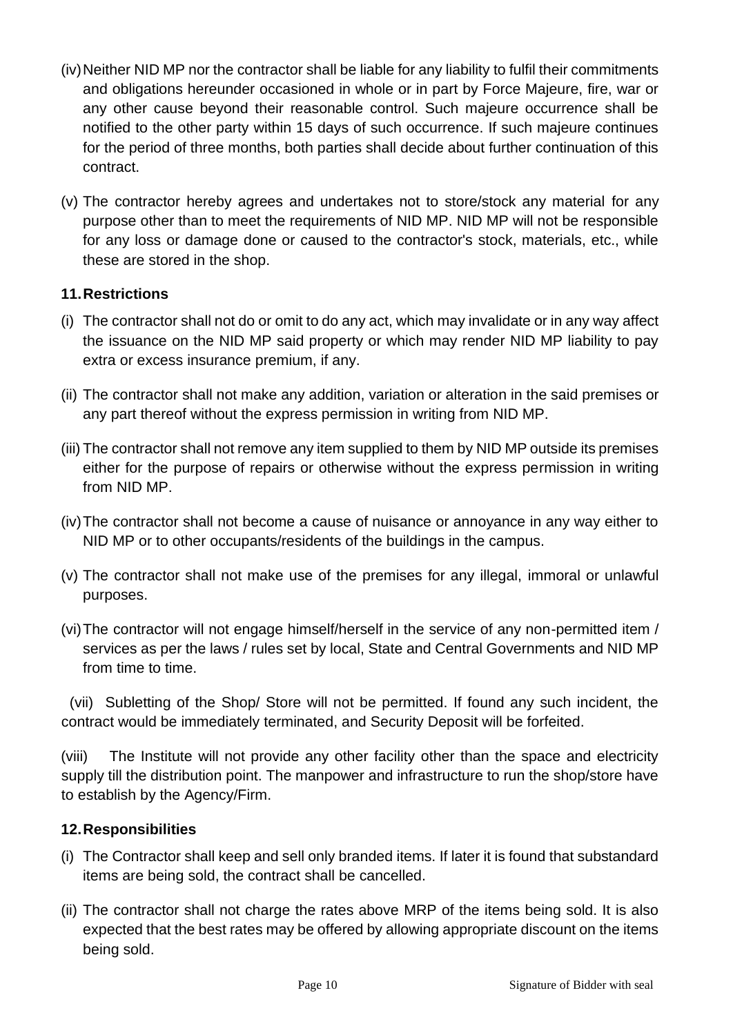(iv) Neither NID MP nor the contractor shall be liable for any liability to fulfil their commitments and obligations hereunder occasioned in whole or in part by Force Majeure, fire, war or any other cause beyond their reasonable control. Such majeure occurrence shall be notified to the other party within 15 days of such occurrence. If such majeure continues for the period of three months, both parties shall decide about further continuation of this contract.

(v) The contractor hereby agrees and undertakes not to store/stock any material for any purpose other than to meet the requirements of NID MP. NID MP will not be responsible for any loss or damage done or caused to the contractor's stock, materials, etc., while these are stored in the shop.

### 11. Restrictions

(i) The contractor shall not do or omit to do any act, which may invalidate or in any way affect the issuance on the NID MP said property or which may render NID MP liability to pay extra or excess insurance premium, if any.

(ii) The contractor shall not make any addition, variation or alteration in the said premises or any part thereof without the express permission in writing from NID MP.

(iii) The contractor shall not remove any item supplied to them by NID MP outside its premises either for the purpose of repairs or otherwise without the express permission in writing from NID MP.

(iv) The contractor shall not become a cause of nuisance or annoyance in any way either to NID MP or to other occupants/residents of the buildings in the campus.

(v) The contractor shall not make use of the premises for any illegal, immoral or unlawful purposes.

(vi) The contractor will not engage himself/herself in the service of any non-permitted item / services as per the laws / rules set by local, State and Central Governments and NID MP from time to time.

(vii) Subletting of the Shop/ Store will not be permitted. If found any such incident, the contract would be immediately terminated, and Security Deposit will be forfeited.

(viii) The Institute will not provide any other facility other than the space and electricity supply till the distribution point. The manpower and infrastructure to run the shop/store have to establish by the Agency/Firm.

### 12. Responsibilities

(i) The Contractor shall keep and sell only branded items. If later it is found that substandard items are being sold, the contract shall be cancelled.

(ii) The contractor shall not charge the rates above MRP of the items being sold. It is also expected that the best rates may be offered by allowing appropriate discount on the items being sold.

Signature of Bidder with seal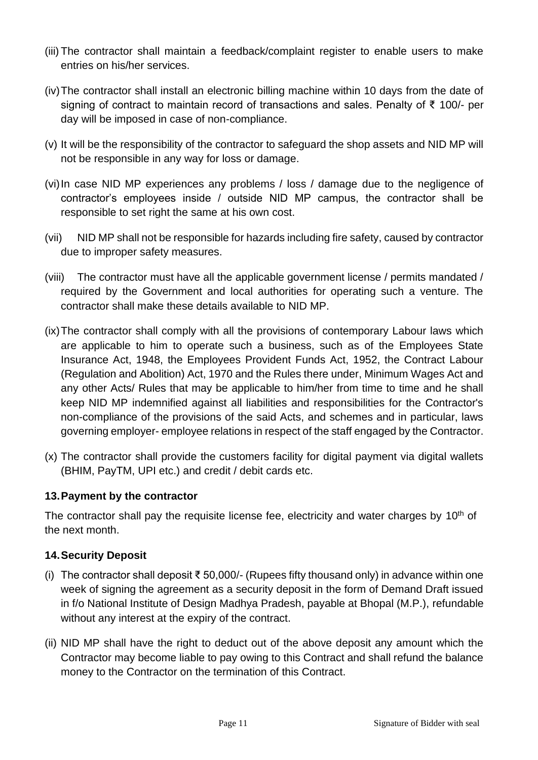(iii) The contractor shall maintain a feedback/complaint register to enable users to make entries on his/her services.

(iv) The contractor shall install an electronic billing machine within 10 days from the date of signing of contract to maintain record of transactions and sales. Penalty of ₹ 100/- per day will be imposed in case of non-compliance.

(v) It will be the responsibility of the contractor to safeguard the shop assets and NID MP will not be responsible in any way for loss or damage.

(vi) In case NID MP experiences any problems / loss / damage due to the negligence of contractor's employees inside / outside NID MP campus, the contractor shall be responsible to set right the same at his own cost.

(vii) NID MP shall not be responsible for hazards including fire safety, caused by contractor due to improper safety measures.

(viii) The contractor must have all the applicable government license / permits mandated / required by the Government and local authorities for operating such a venture. The contractor shall make these details available to NID MP.

(ix) The contractor shall comply with all the provisions of contemporary Labour laws which are applicable to him to operate such a business, such as of the Employees State Insurance Act, 1948, the Employees Provident Funds Act, 1952, the Contract Labour (Regulation and Abolition) Act, 1970 and the Rules there under, Minimum Wages Act and any other Acts/ Rules that may be applicable to him/her from time to time and he shall keep NID MP indemnified against all liabilities and responsibilities for the Contractor's non-compliance of the provisions of the said Acts, and schemes and in particular, laws governing employer- employee relations in respect of the staff engaged by the Contractor.

(x) The contractor shall provide the customers facility for digital payment via digital wallets (BHIM, PayTM, UPI etc.) and credit / debit cards etc.

### 13. Payment by the contractor

The contractor shall pay the requisite license fee, electricity and water charges by 10th of the next month.

### 14. Security Deposit

(i) The contractor shall deposit ₹ 50,000/- (Rupees fifty thousand only) in advance within one week of signing the agreement as a security deposit in the form of Demand Draft issued in f/o National Institute of Design Madhya Pradesh, payable at Bhopal (M.P.), refundable without any interest at the expiry of the contract.

(ii) NID MP shall have the right to deduct out of the above deposit any amount which the Contractor may become liable to pay owing to this Contract and shall refund the balance money to the Contractor on the termination of this Contract.

Signature of Bidder with seal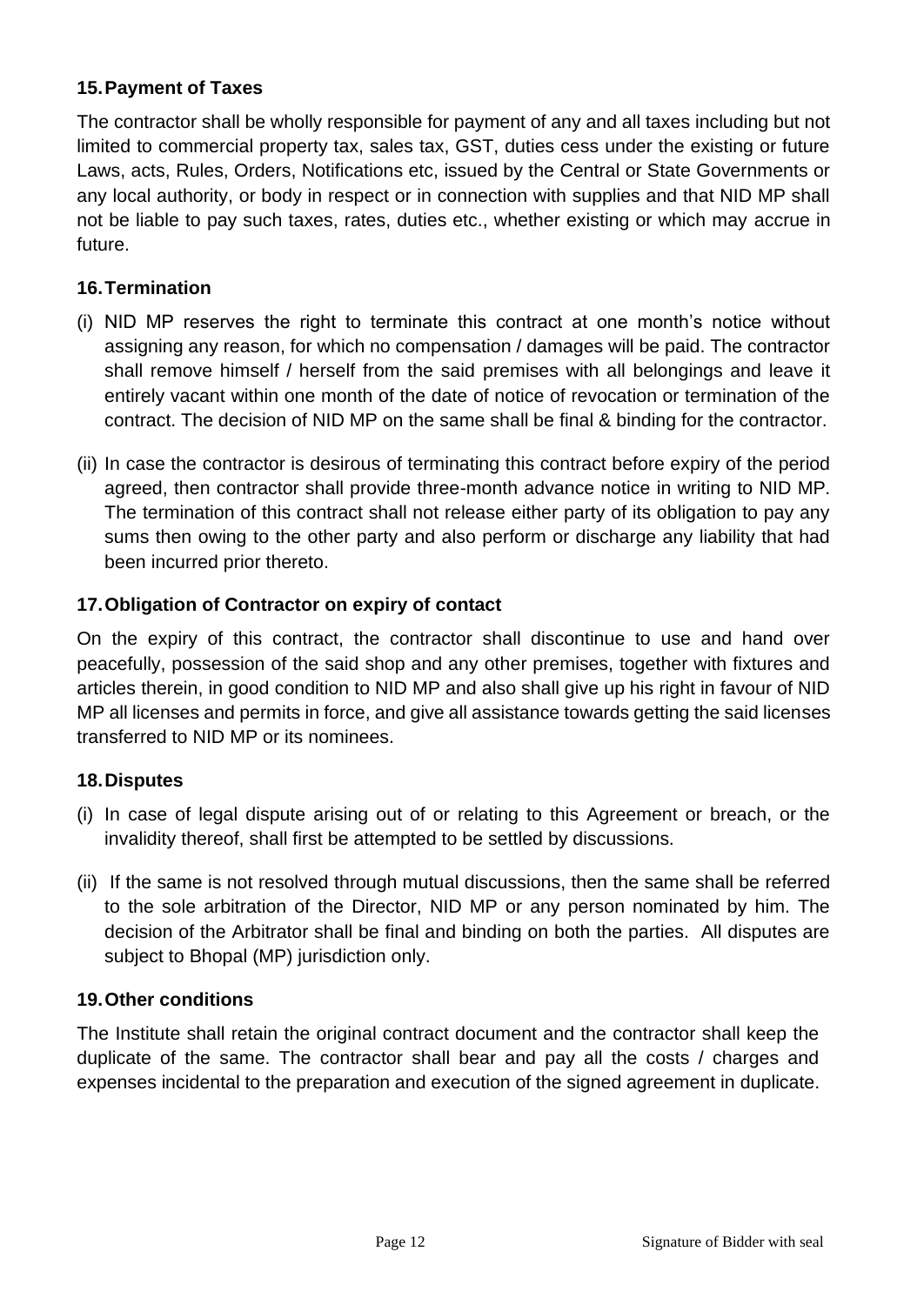### 15. Payment of Taxes

The contractor shall be wholly responsible for payment of any and all taxes including but not limited to commercial property tax, sales tax, GST, duties cess under the existing or future Laws, acts, Rules, Orders, Notifications etc, issued by the Central or State Governments or any local authority, or body in respect or in connection with supplies and that NID MP shall not be liable to pay such taxes, rates, duties etc., whether existing or which may accrue in future.

### 16. Termination

(i) NID MP reserves the right to terminate this contract at one month's notice without assigning any reason, for which no compensation / damages will be paid. The contractor shall remove himself / herself from the said premises with all belongings and leave it entirely vacant within one month of the date of notice of revocation or termination of the contract. The decision of NID MP on the same shall be final & binding for the contractor.

(ii) In case the contractor is desirous of terminating this contract before expiry of the period agreed, then contractor shall provide three-month advance notice in writing to NID MP. The termination of this contract shall not release either party of its obligation to pay any sums then owing to the other party and also perform or discharge any liability that had been incurred prior thereto.

### 17. Obligation of Contractor on expiry of contact

On the expiry of this contract, the contractor shall discontinue to use and hand over peacefully, possession of the said shop and any other premises, together with fixtures and articles therein, in good condition to NID MP and also shall give up his right in favour of NID MP all licenses and permits in force, and give all assistance towards getting the said licenses transferred to NID MP or its nominees.

### 18. Disputes

(i) In case of legal dispute arising out of or relating to this Agreement or breach, or the invalidity thereof, shall first be attempted to be settled by discussions.

(ii) If the same is not resolved through mutual discussions, then the same shall be referred to the sole arbitration of the Director, NID MP or any person nominated by him. The decision of the Arbitrator shall be final and binding on both the parties. All disputes are subject to Bhopal (MP) jurisdiction only.

### 19. Other conditions

The Institute shall retain the original contract document and the contractor shall keep the duplicate of the same. The contractor shall bear and pay all the costs / charges and expenses incidental to the preparation and execution of the signed agreement in duplicate.

Signature of Bidder with seal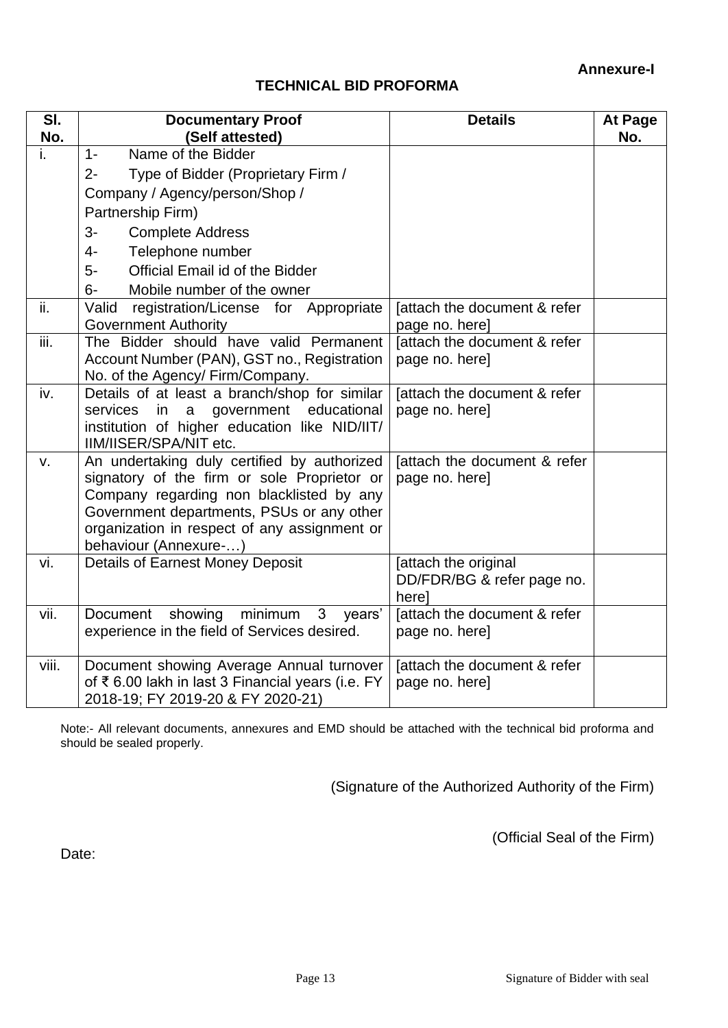**Annexure-I**

## TECHNICAL BID PROFORMA

| Sl. No. | Documentary Proof (Self attested) | Details | At Page No. |
|---|---|---|---|
| i. | 1- Name of the Bidder<br>2- Type of Bidder (Proprietary Firm / Company / Agency/person/Shop / Partnership Firm)<br>3- Complete Address<br>4- Telephone number<br>5- Official Email id of the Bidder<br>6- Mobile number of the owner | | |
| ii. | Valid registration/License for Appropriate Government Authority | [attach the document & refer page no. here] | |
| iii. | The Bidder should have valid Permanent Account Number (PAN), GST no., Registration No. of the Agency/ Firm/Company. | [attach the document & refer page no. here] | |
| iv. | Details of at least a branch/shop for similar services in a government educational institution of higher education like NID/IIT/ IIM/IISER/SPA/NIT etc. | [attach the document & refer page no. here] | |
| v. | An undertaking duly certified by authorized signatory of the firm or sole Proprietor or Company regarding non blacklisted by any Government departments, PSUs or any other organization in respect of any assignment or behaviour (Annexure-…) | [attach the document & refer page no. here] | |
| vi. | Details of Earnest Money Deposit | [attach the original DD/FDR/BG & refer page no. here] | |
| vii. | Document showing minimum 3 years' experience in the field of Services desired. | [attach the document & refer page no. here] | |
| viii. | Document showing Average Annual turnover of ₹ 6.00 lakh in last 3 Financial years (i.e. FY 2018-19; FY 2019-20 & FY 2020-21) | [attach the document & refer page no. here] | |

Note:- All relevant documents, annexures and EMD should be attached with the technical bid proforma and should be sealed properly.

(Signature of the Authorized Authority of the Firm)

(Official Seal of the Firm)

Date:

Signature of Bidder with seal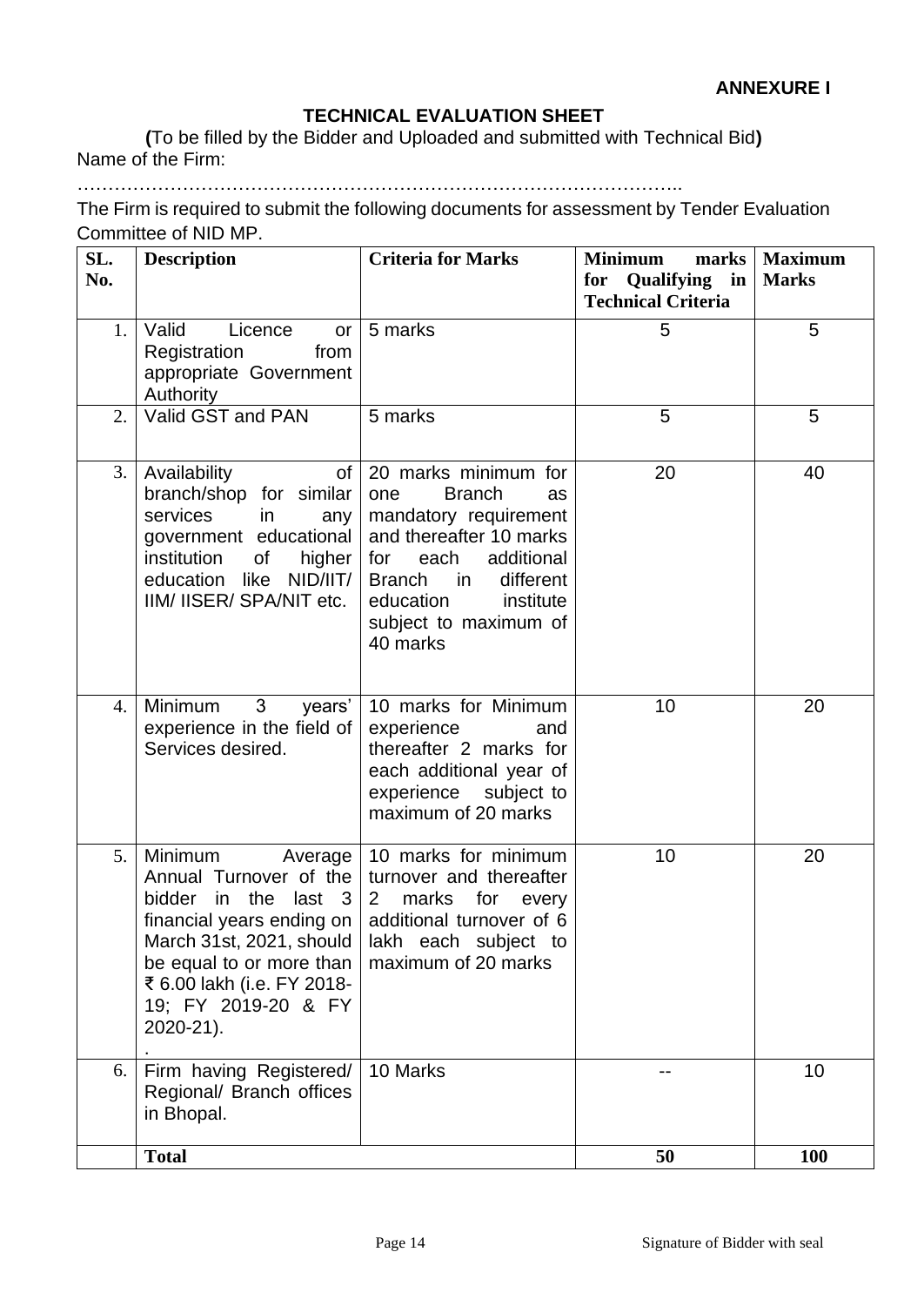**ANNEXURE I**

## TECHNICAL EVALUATION SHEET

**(**To be filled by the Bidder and Uploaded and submitted with Technical Bid**)**

Name of the Firm:

……………………………………………………………………………………..

The Firm is required to submit the following documents for assessment by Tender Evaluation Committee of NID MP.

| SL. No. | Description | Criteria for Marks | Minimum marks for Qualifying in Technical Criteria | Maximum Marks |
|---|---|---|---|---|
| 1. | Valid Licence or Registration from appropriate Government Authority | 5 marks | 5 | 5 |
| 2. | Valid GST and PAN | 5 marks | 5 | 5 |
| 3. | Availability of branch/shop for similar services in any government educational institution of higher education like NID/IIT/ IIM/ IISER/ SPA/NIT etc. | 20 marks minimum for one Branch as mandatory requirement and thereafter 10 marks for each additional Branch in different education institute subject to maximum of 40 marks | 20 | 40 |
| 4. | Minimum 3 years' experience in the field of Services desired. | 10 marks for Minimum experience and thereafter 2 marks for each additional year of experience subject to maximum of 20 marks | 10 | 20 |
| 5. | Minimum Average Annual Turnover of the bidder in the last 3 financial years ending on March 31st, 2021, should be equal to or more than ₹ 6.00 lakh (i.e. FY 2018-19; FY 2019-20 & FY 2020-21). . | 10 marks for minimum turnover and thereafter 2 marks for every additional turnover of 6 lakh each subject to maximum of 20 marks | 10 | 20 |
| 6. | Firm having Registered/ Regional/ Branch offices in Bhopal. | 10 Marks | -- | 10 |
| | **Total** | | **50** | **100** |

Signature of Bidder with seal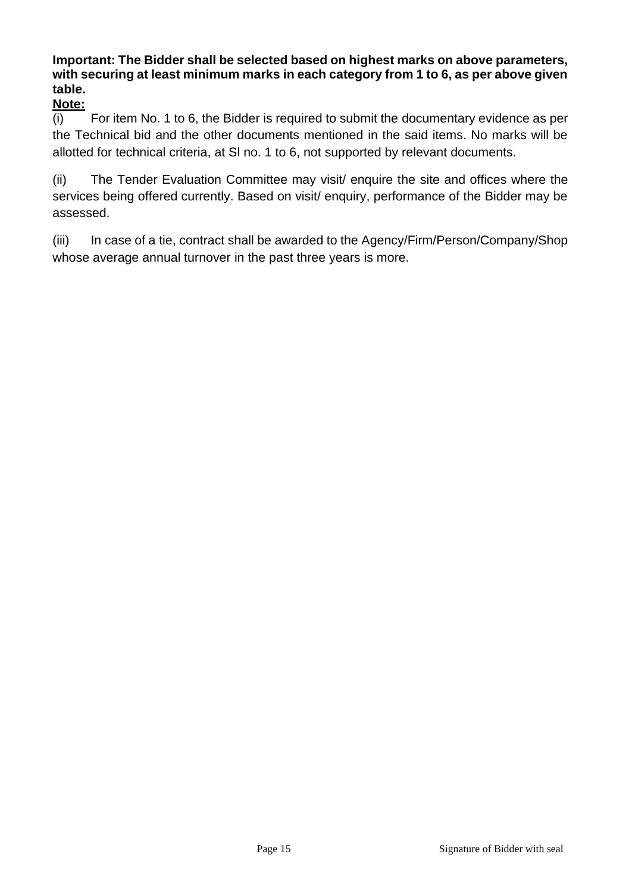**Important: The Bidder shall be selected based on highest marks on above parameters, with securing at least minimum marks in each category from 1 to 6, as per above given table.**

**<u>Note:</u>**

(i) For item No. 1 to 6, the Bidder is required to submit the documentary evidence as per the Technical bid and the other documents mentioned in the said items. No marks will be allotted for technical criteria, at Sl no. 1 to 6, not supported by relevant documents.

(ii) The Tender Evaluation Committee may visit/ enquire the site and offices where the services being offered currently. Based on visit/ enquiry, performance of the Bidder may be assessed.

(iii) In case of a tie, contract shall be awarded to the Agency/Firm/Person/Company/Shop whose average annual turnover in the past three years is more.

Signature of Bidder with seal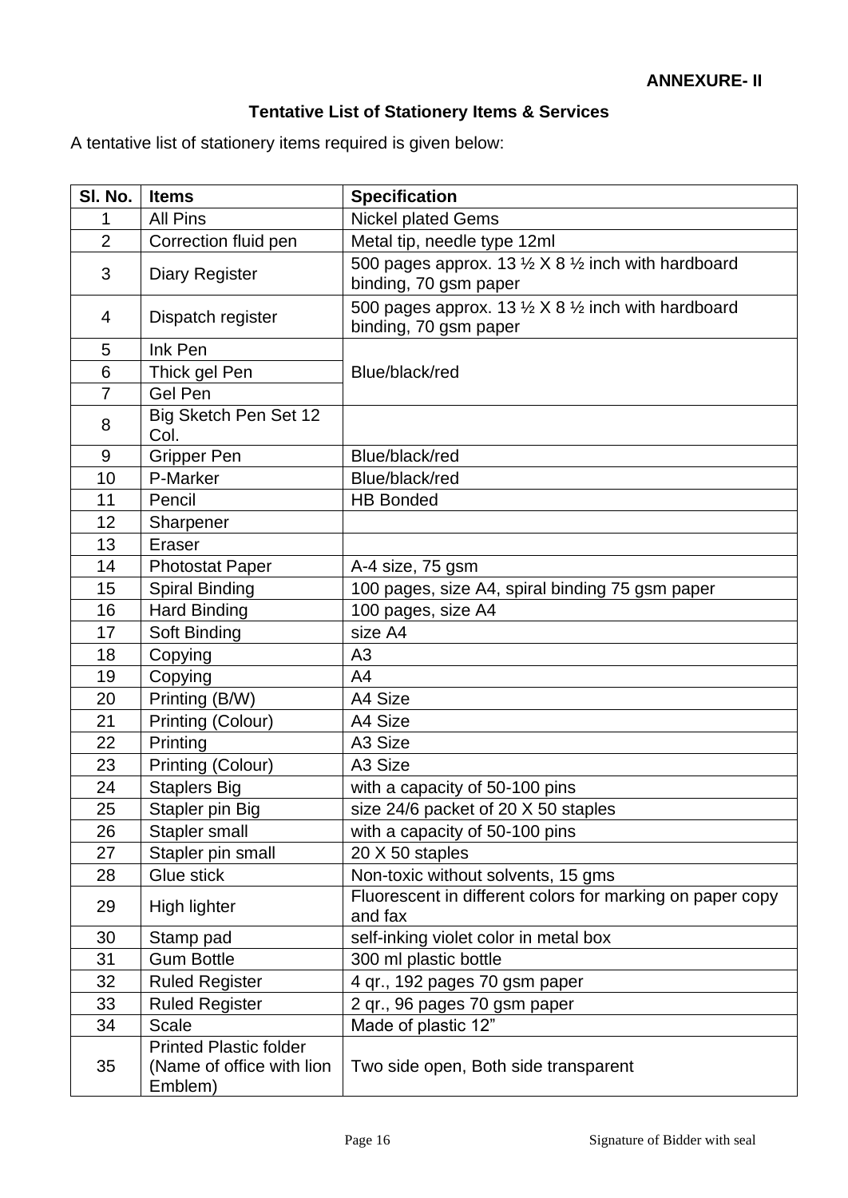**ANNEXURE- II**

### Tentative List of Stationery Items & Services

A tentative list of stationery items required is given below:

| Sl. No. | Items | Specification |
|---|---|---|
| 1 | All Pins | Nickel plated Gems |
| 2 | Correction fluid pen | Metal tip, needle type 12ml |
| 3 | Diary Register | 500 pages approx. 13 ½ X 8 ½ inch with hardboard binding, 70 gsm paper |
| 4 | Dispatch register | 500 pages approx. 13 ½ X 8 ½ inch with hardboard binding, 70 gsm paper |
| 5 | Ink Pen | Blue/black/red |
| 6 | Thick gel Pen | |
| 7 | Gel Pen | |
| 8 | Big Sketch Pen Set 12 Col. | |
| 9 | Gripper Pen | Blue/black/red |
| 10 | P-Marker | Blue/black/red |
| 11 | Pencil | HB Bonded |
| 12 | Sharpener | |
| 13 | Eraser | |
| 14 | Photostat Paper | A-4 size, 75 gsm |
| 15 | Spiral Binding | 100 pages, size A4, spiral binding 75 gsm paper |
| 16 | Hard Binding | 100 pages, size A4 |
| 17 | Soft Binding | size A4 |
| 18 | Copying | A3 |
| 19 | Copying | A4 |
| 20 | Printing (B/W) | A4 Size |
| 21 | Printing (Colour) | A4 Size |
| 22 | Printing | A3 Size |
| 23 | Printing (Colour) | A3 Size |
| 24 | Staplers Big | with a capacity of 50-100 pins |
| 25 | Stapler pin Big | size 24/6 packet of 20 X 50 staples |
| 26 | Stapler small | with a capacity of 50-100 pins |
| 27 | Stapler pin small | 20 X 50 staples |
| 28 | Glue stick | Non-toxic without solvents, 15 gms |
| 29 | High lighter | Fluorescent in different colors for marking on paper copy and fax |
| 30 | Stamp pad | self-inking violet color in metal box |
| 31 | Gum Bottle | 300 ml plastic bottle |
| 32 | Ruled Register | 4 qr., 192 pages 70 gsm paper |
| 33 | Ruled Register | 2 qr., 96 pages 70 gsm paper |
| 34 | Scale | Made of plastic 12" |
| 35 | Printed Plastic folder (Name of office with lion Emblem) | Two side open, Both side transparent |

Signature of Bidder with seal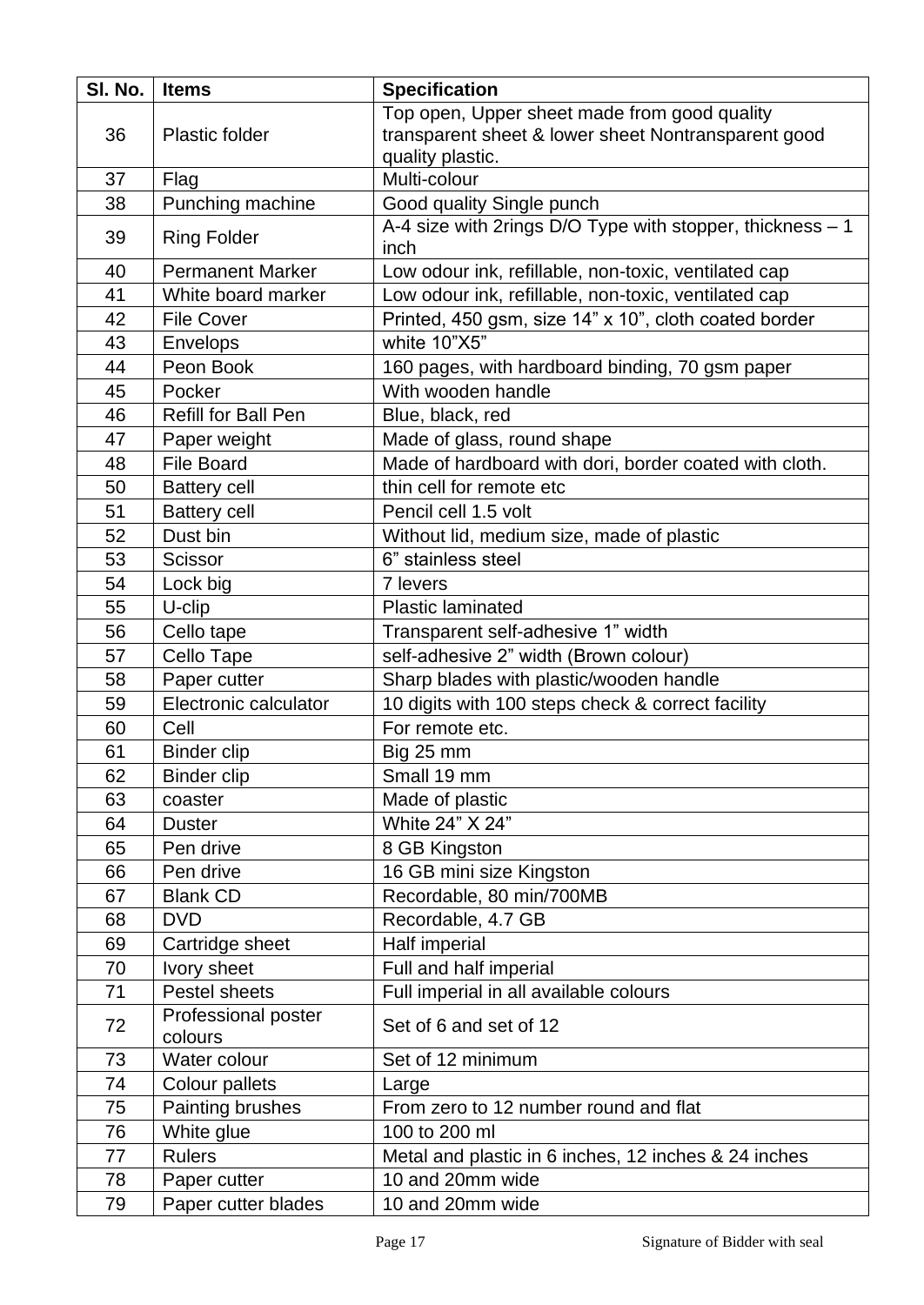| Sl. No. | Items | Specification |
|---|---|---|
| 36 | Plastic folder | Top open, Upper sheet made from good quality transparent sheet & lower sheet Nontransparent good quality plastic. |
| 37 | Flag | Multi-colour |
| 38 | Punching machine | Good quality Single punch |
| 39 | Ring Folder | A-4 size with 2rings D/O Type with stopper, thickness – 1 inch |
| 40 | Permanent Marker | Low odour ink, refillable, non-toxic, ventilated cap |
| 41 | White board marker | Low odour ink, refillable, non-toxic, ventilated cap |
| 42 | File Cover | Printed, 450 gsm, size 14" x 10", cloth coated border |
| 43 | Envelops | white 10"X5" |
| 44 | Peon Book | 160 pages, with hardboard binding, 70 gsm paper |
| 45 | Pocker | With wooden handle |
| 46 | Refill for Ball Pen | Blue, black, red |
| 47 | Paper weight | Made of glass, round shape |
| 48 | File Board | Made of hardboard with dori, border coated with cloth. |
| 50 | Battery cell | thin cell for remote etc |
| 51 | Battery cell | Pencil cell 1.5 volt |
| 52 | Dust bin | Without lid, medium size, made of plastic |
| 53 | Scissor | 6" stainless steel |
| 54 | Lock big | 7 levers |
| 55 | U-clip | Plastic laminated |
| 56 | Cello tape | Transparent self-adhesive 1" width |
| 57 | Cello Tape | self-adhesive 2" width (Brown colour) |
| 58 | Paper cutter | Sharp blades with plastic/wooden handle |
| 59 | Electronic calculator | 10 digits with 100 steps check & correct facility |
| 60 | Cell | For remote etc. |
| 61 | Binder clip | Big 25 mm |
| 62 | Binder clip | Small 19 mm |
| 63 | coaster | Made of plastic |
| 64 | Duster | White 24" X 24" |
| 65 | Pen drive | 8 GB Kingston |
| 66 | Pen drive | 16 GB mini size Kingston |
| 67 | Blank CD | Recordable, 80 min/700MB |
| 68 | DVD | Recordable, 4.7 GB |
| 69 | Cartridge sheet | Half imperial |
| 70 | Ivory sheet | Full and half imperial |
| 71 | Pestel sheets | Full imperial in all available colours |
| 72 | Professional poster colours | Set of 6 and set of 12 |
| 73 | Water colour | Set of 12 minimum |
| 74 | Colour pallets | Large |
| 75 | Painting brushes | From zero to 12 number round and flat |
| 76 | White glue | 100 to 200 ml |
| 77 | Rulers | Metal and plastic in 6 inches, 12 inches & 24 inches |
| 78 | Paper cutter | 10 and 20mm wide |
| 79 | Paper cutter blades | 10 and 20mm wide |

Signature of Bidder with seal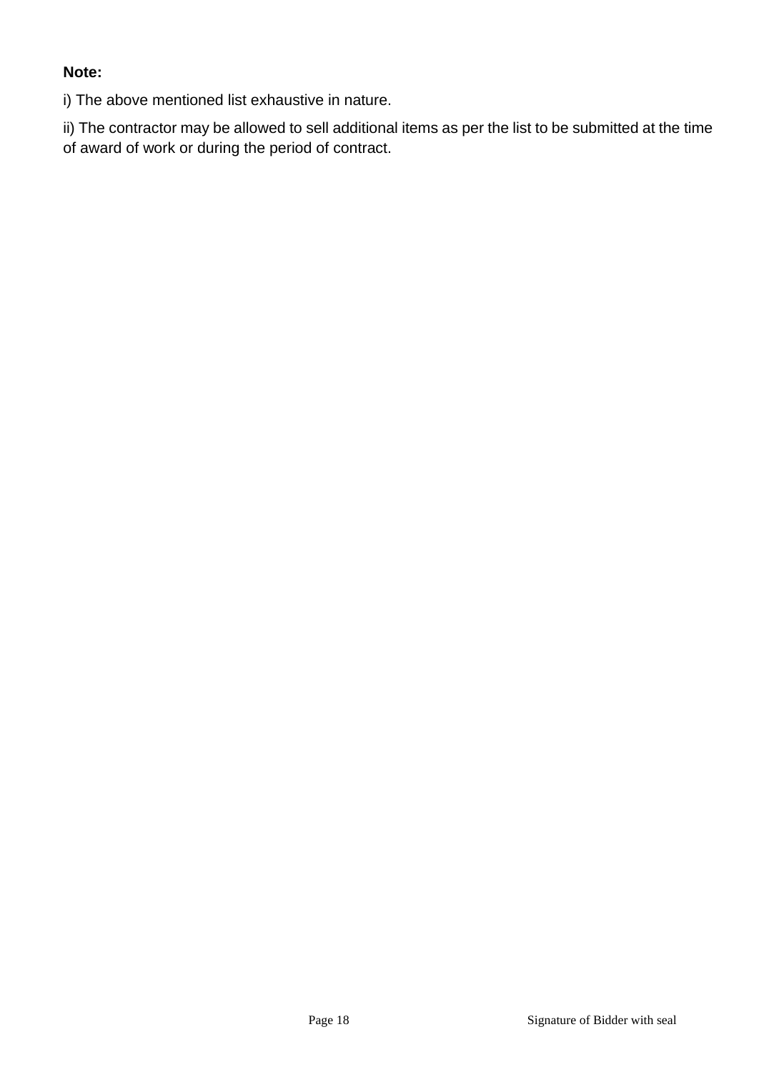**Note:**

i) The above mentioned list exhaustive in nature.

ii) The contractor may be allowed to sell additional items as per the list to be submitted at the time of award of work or during the period of contract.

Signature of Bidder with seal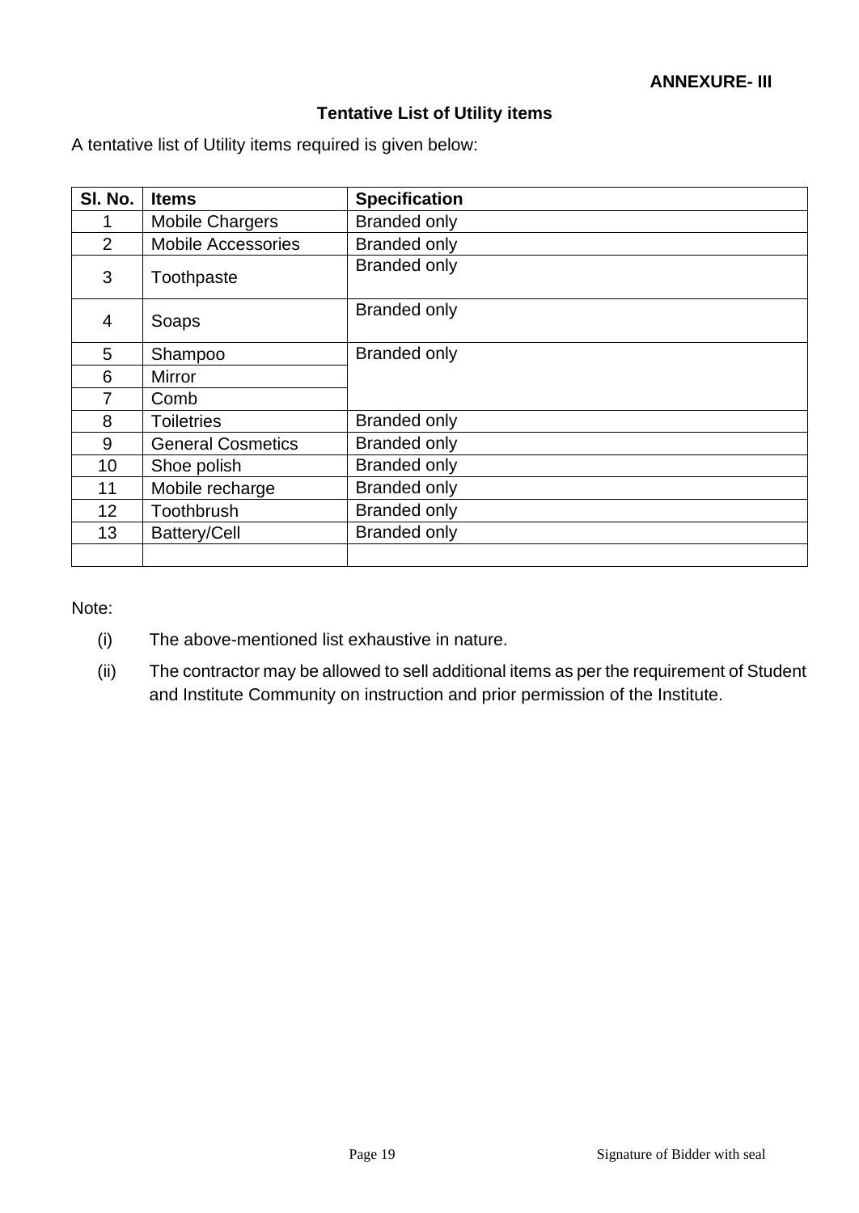**ANNEXURE- III**

## Tentative List of Utility items

A tentative list of Utility items required is given below:

| Sl. No. | Items | Specification |
|---|---|---|
| 1 | Mobile Chargers | Branded only |
| 2 | Mobile Accessories | Branded only |
| 3 | Toothpaste | Branded only |
| 4 | Soaps | Branded only |
| 5 | Shampoo | Branded only |
| 6 | Mirror | |
| 7 | Comb | |
| 8 | Toiletries | Branded only |
| 9 | General Cosmetics | Branded only |
| 10 | Shoe polish | Branded only |
| 11 | Mobile recharge | Branded only |
| 12 | Toothbrush | Branded only |
| 13 | Battery/Cell | Branded only |
| | | |

Note:

(i) The above-mentioned list exhaustive in nature.

(ii) The contractor may be allowed to sell additional items as per the requirement of Student and Institute Community on instruction and prior permission of the Institute.

Signature of Bidder with seal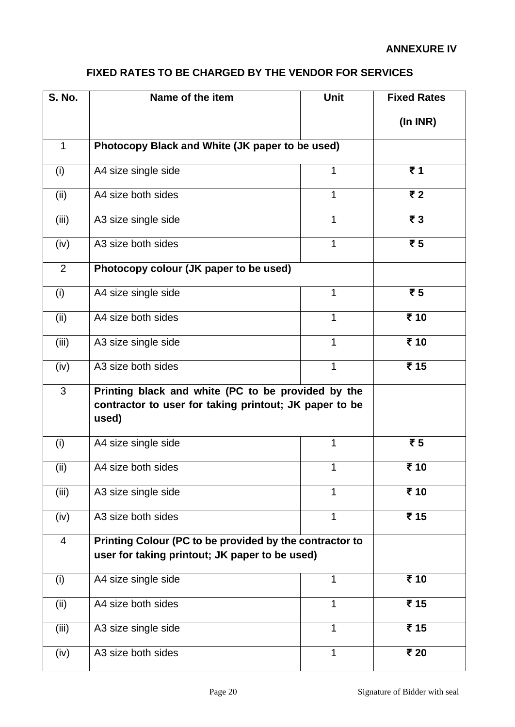**ANNEXURE IV**

## FIXED RATES TO BE CHARGED BY THE VENDOR FOR SERVICES

| S. No. | Name of the item | Unit | Fixed Rates (In INR) |
|---|---|---|---|
| 1 | **Photocopy Black and White (JK paper to be used)** | | |
| (i) | A4 size single side | 1 | **₹ 1** |
| (ii) | A4 size both sides | 1 | **₹ 2** |
| (iii) | A3 size single side | 1 | **₹ 3** |
| (iv) | A3 size both sides | 1 | **₹ 5** |
| 2 | **Photocopy colour (JK paper to be used)** | | |
| (i) | A4 size single side | 1 | **₹ 5** |
| (ii) | A4 size both sides | 1 | **₹ 10** |
| (iii) | A3 size single side | 1 | **₹ 10** |
| (iv) | A3 size both sides | 1 | **₹ 15** |
| 3 | **Printing black and white (PC to be provided by the contractor to user for taking printout; JK paper to be used)** | | |
| (i) | A4 size single side | 1 | **₹ 5** |
| (ii) | A4 size both sides | 1 | **₹ 10** |
| (iii) | A3 size single side | 1 | **₹ 10** |
| (iv) | A3 size both sides | 1 | **₹ 15** |
| 4 | **Printing Colour (PC to be provided by the contractor to user for taking printout; JK paper to be used)** | | |
| (i) | A4 size single side | 1 | **₹ 10** |
| (ii) | A4 size both sides | 1 | **₹ 15** |
| (iii) | A3 size single side | 1 | **₹ 15** |
| (iv) | A3 size both sides | 1 | **₹ 20** |

Signature of Bidder with seal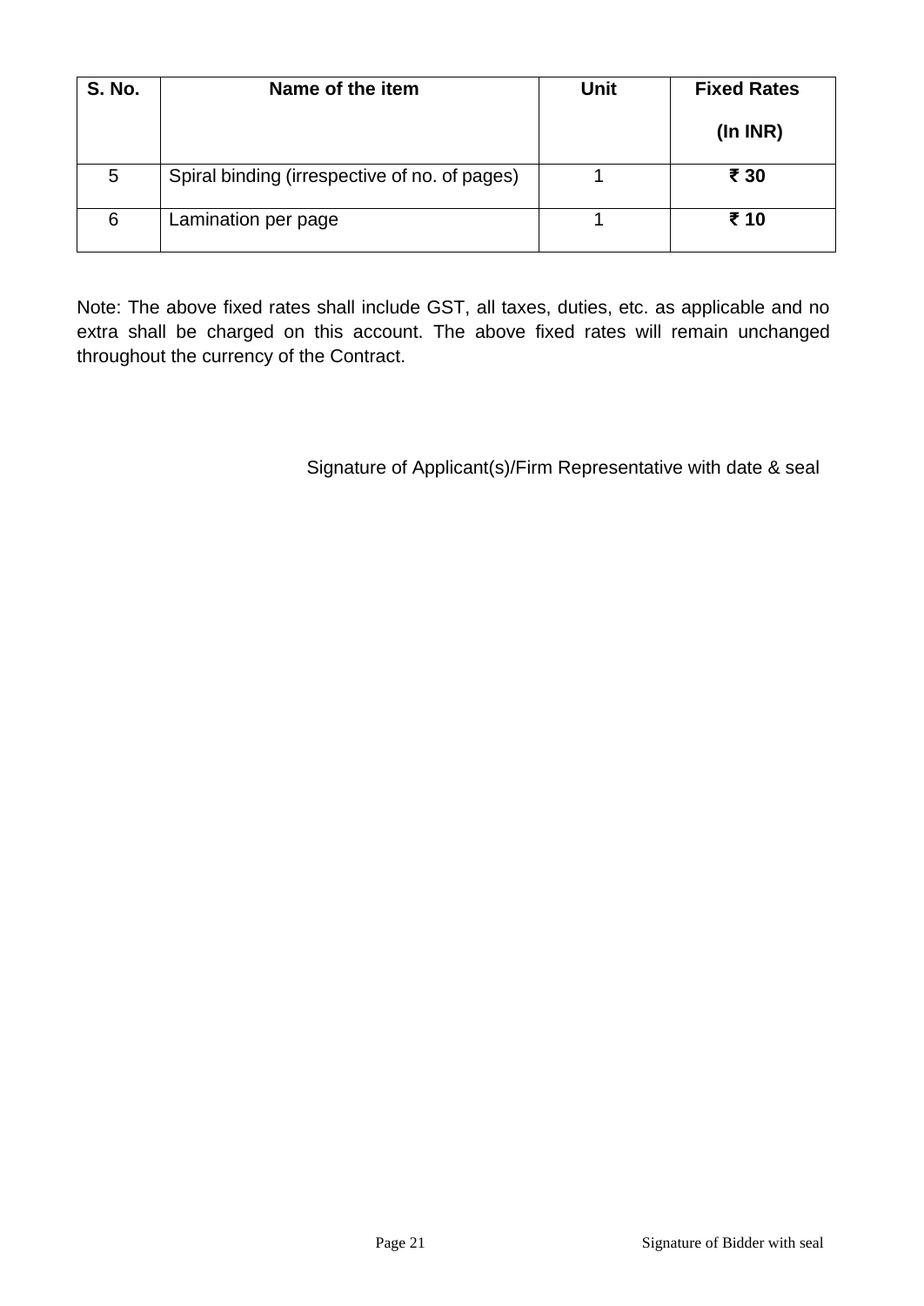| S. No. | Name of the item | Unit | Fixed Rates (In INR) |
|---|---|---|---|
| 5 | Spiral binding (irrespective of no. of pages) | 1 | **₹ 30** |
| 6 | Lamination per page | 1 | **₹ 10** |

Note: The above fixed rates shall include GST, all taxes, duties, etc. as applicable and no extra shall be charged on this account. The above fixed rates will remain unchanged throughout the currency of the Contract.

Signature of Applicant(s)/Firm Representative with date & seal

Signature of Bidder with seal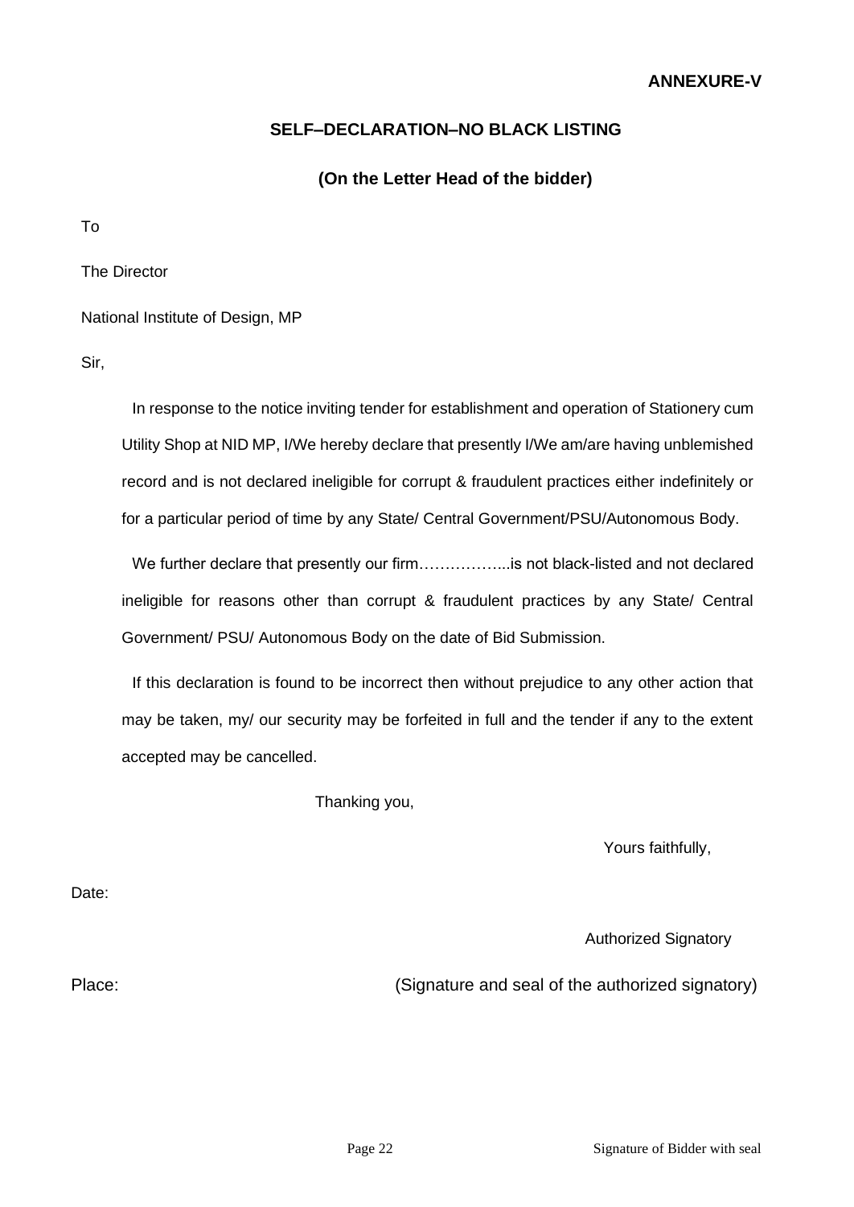**ANNEXURE-V**

## SELF–DECLARATION–NO BLACK LISTING

**(On the Letter Head of the bidder)**

To

The Director

National Institute of Design, MP

Sir,

In response to the notice inviting tender for establishment and operation of Stationery cum Utility Shop at NID MP, I/We hereby declare that presently I/We am/are having unblemished record and is not declared ineligible for corrupt & fraudulent practices either indefinitely or for a particular period of time by any State/ Central Government/PSU/Autonomous Body.

We further declare that presently our firm……………...is not black-listed and not declared ineligible for reasons other than corrupt & fraudulent practices by any State/ Central Government/ PSU/ Autonomous Body on the date of Bid Submission.

If this declaration is found to be incorrect then without prejudice to any other action that may be taken, my/ our security may be forfeited in full and the tender if any to the extent accepted may be cancelled.

Thanking you,

Yours faithfully,

Date:

Authorized Signatory

Place: (Signature and seal of the authorized signatory)

Signature of Bidder with seal